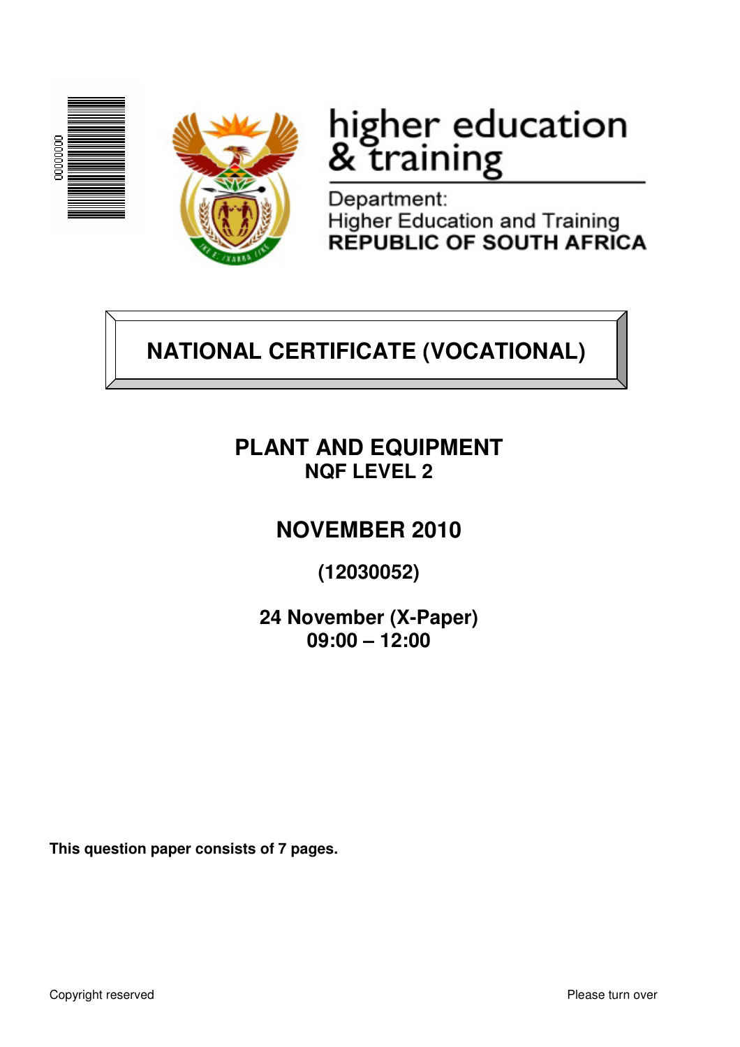higher education & training

Department:
Higher Education and Training
**REPUBLIC OF SOUTH AFRICA**

# NATIONAL CERTIFICATE (VOCATIONAL)

## PLANT AND EQUIPMENT
**NQF LEVEL 2**

## NOVEMBER 2010

**(12030052)**

**24 November (X-Paper)**
**09:00 – 12:00**

**This question paper consists of 7 pages.**

Copyright reserved

Please turn over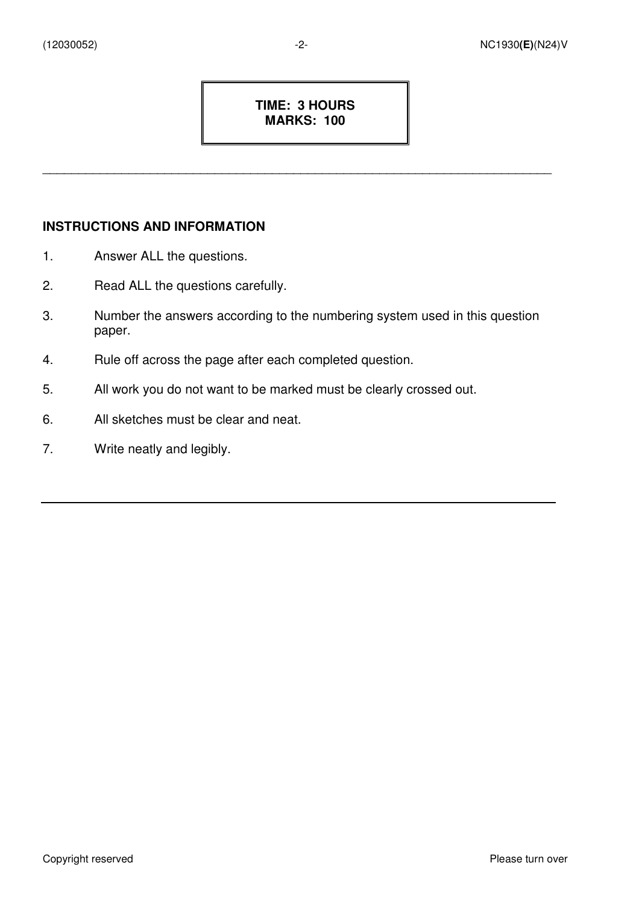**TIME: 3 HOURS**
**MARKS: 100**

---

## INSTRUCTIONS AND INFORMATION

1. Answer ALL the questions.
2. Read ALL the questions carefully.
3. Number the answers according to the numbering system used in this question paper.
4. Rule off across the page after each completed question.
5. All work you do not want to be marked must be clearly crossed out.
6. All sketches must be clear and neat.
7. Write neatly and legibly.

---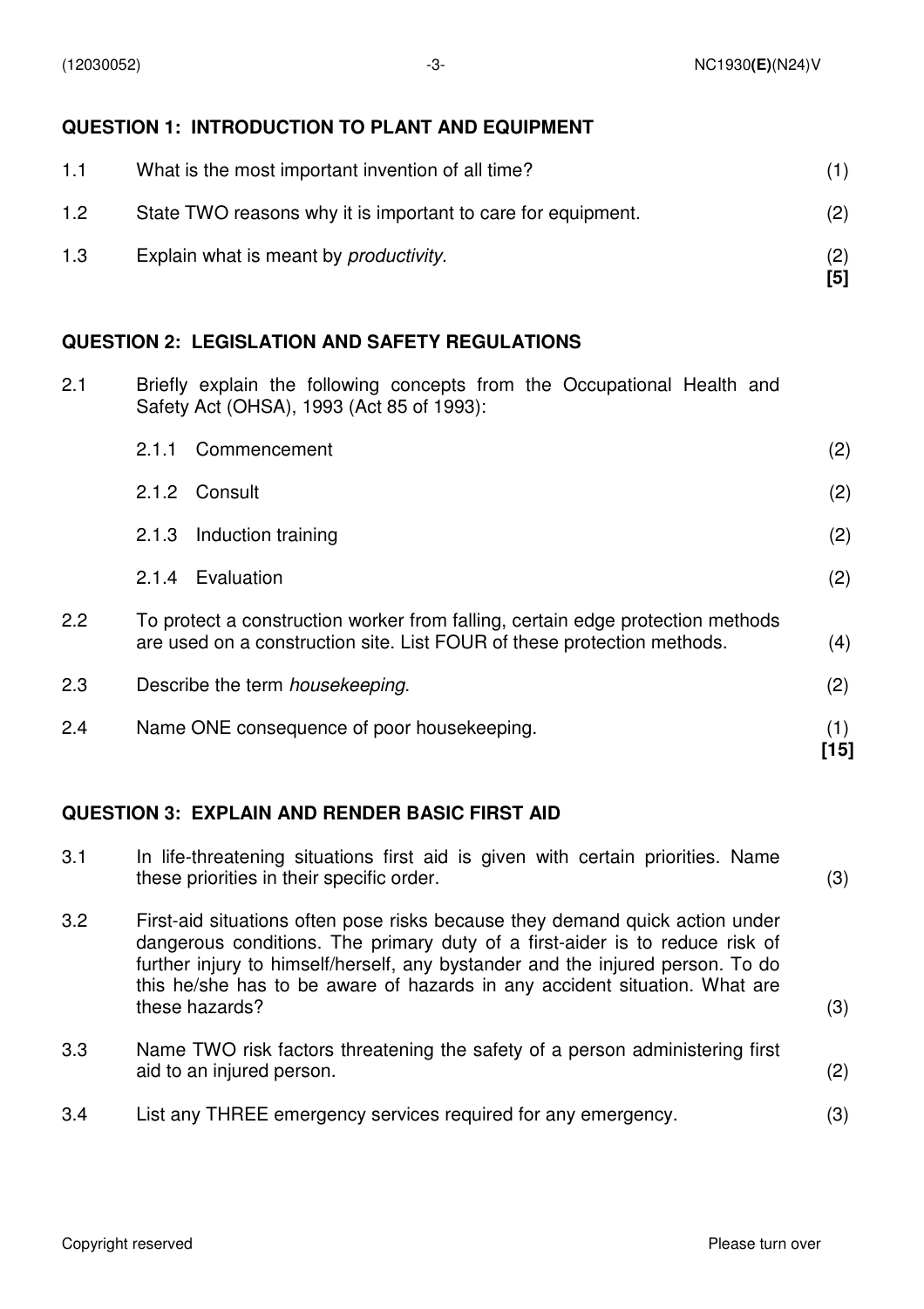## QUESTION 1: INTRODUCTION TO PLANT AND EQUIPMENT

1.1 What is the most important invention of all time? (1)

1.2 State TWO reasons why it is important to care for equipment. (2)

1.3 Explain what is meant by *productivity*. (2)
**[5]**

## QUESTION 2: LEGISLATION AND SAFETY REGULATIONS

2.1 Briefly explain the following concepts from the Occupational Health and Safety Act (OHSA), 1993 (Act 85 of 1993):

2.1.1 Commencement (2)

2.1.2 Consult (2)

2.1.3 Induction training (2)

2.1.4 Evaluation (2)

2.2 To protect a construction worker from falling, certain edge protection methods are used on a construction site. List FOUR of these protection methods. (4)

2.3 Describe the term *housekeeping*. (2)

2.4 Name ONE consequence of poor housekeeping. (1)
**[15]**

## QUESTION 3: EXPLAIN AND RENDER BASIC FIRST AID

3.1 In life-threatening situations first aid is given with certain priorities. Name these priorities in their specific order. (3)

3.2 First-aid situations often pose risks because they demand quick action under dangerous conditions. The primary duty of a first-aider is to reduce risk of further injury to himself/herself, any bystander and the injured person. To do this he/she has to be aware of hazards in any accident situation. What are these hazards? (3)

3.3 Name TWO risk factors threatening the safety of a person administering first aid to an injured person. (2)

3.4 List any THREE emergency services required for any emergency. (3)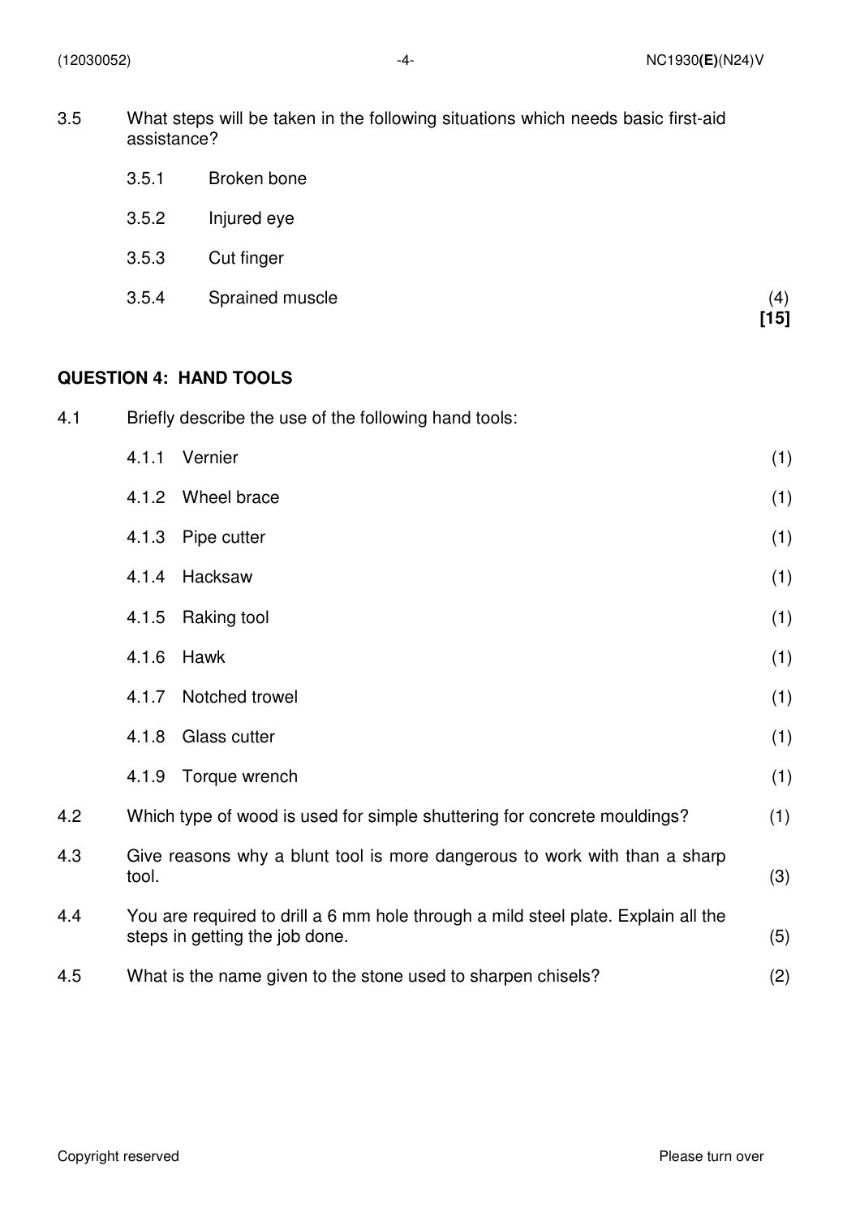3.5 What steps will be taken in the following situations which needs basic first-aid assistance?

3.5.1 Broken bone

3.5.2 Injured eye

3.5.3 Cut finger

3.5.4 Sprained muscle (4)

**[15]**

## QUESTION 4: HAND TOOLS

4.1 Briefly describe the use of the following hand tools:

4.1.1 Vernier (1)

4.1.2 Wheel brace (1)

4.1.3 Pipe cutter (1)

4.1.4 Hacksaw (1)

4.1.5 Raking tool (1)

4.1.6 Hawk (1)

4.1.7 Notched trowel (1)

4.1.8 Glass cutter (1)

4.1.9 Torque wrench (1)

4.2 Which type of wood is used for simple shuttering for concrete mouldings? (1)

4.3 Give reasons why a blunt tool is more dangerous to work with than a sharp tool. (3)

4.4 You are required to drill a 6 mm hole through a mild steel plate. Explain all the steps in getting the job done. (5)

4.5 What is the name given to the stone used to sharpen chisels? (2)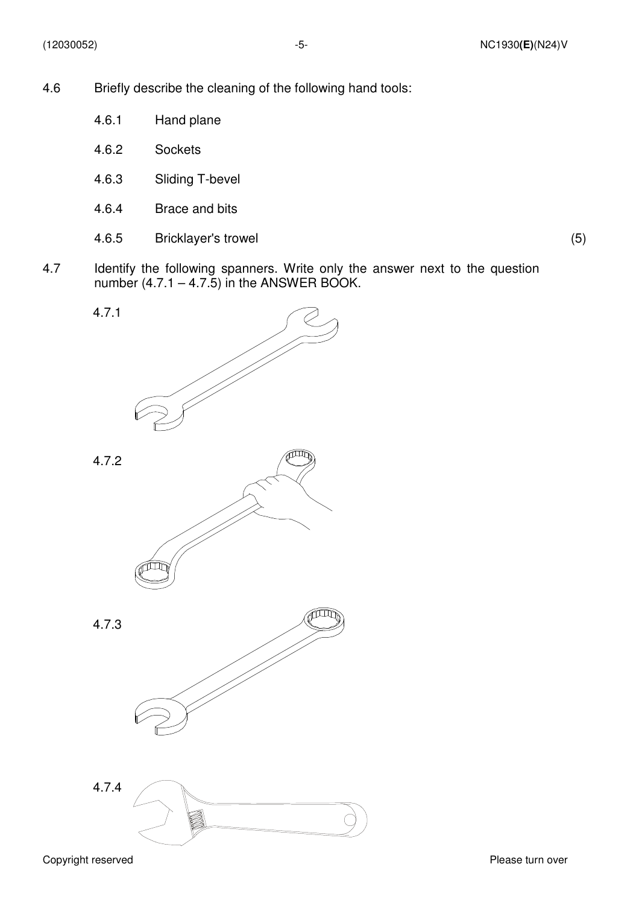4.6 Briefly describe the cleaning of the following hand tools:

4.6.1 Hand plane

4.6.2 Sockets

4.6.3 Sliding T-bevel

4.6.4 Brace and bits

4.6.5 Bricklayer's trowel (5)

4.7 Identify the following spanners. Write only the answer next to the question number (4.7.1 – 4.7.5) in the ANSWER BOOK.

4.7.1

4.7.2

4.7.3

4.7.4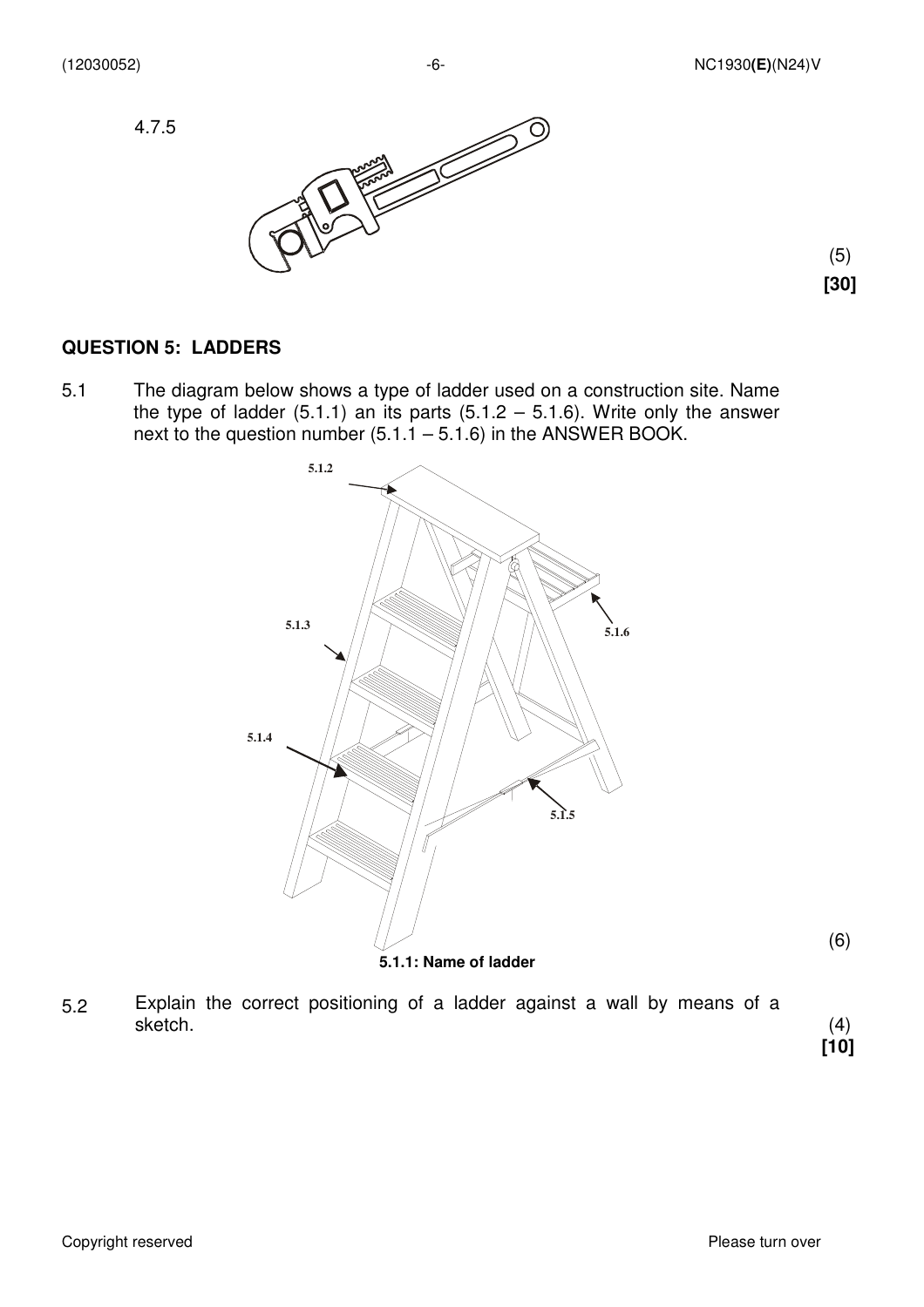4.7.5

(5)
**[30]**

## QUESTION 5: LADDERS

5.1 The diagram below shows a type of ladder used on a construction site. Name the type of ladder (5.1.1) an its parts (5.1.2 – 5.1.6). Write only the answer next to the question number (5.1.1 – 5.1.6) in the ANSWER BOOK.

5.1.2

5.1.3

5.1.4

5.1.5

5.1.6

**5.1.1: Name of ladder**

(6)

5.2 Explain the correct positioning of a ladder against a wall by means of a sketch. (4)
**[10]**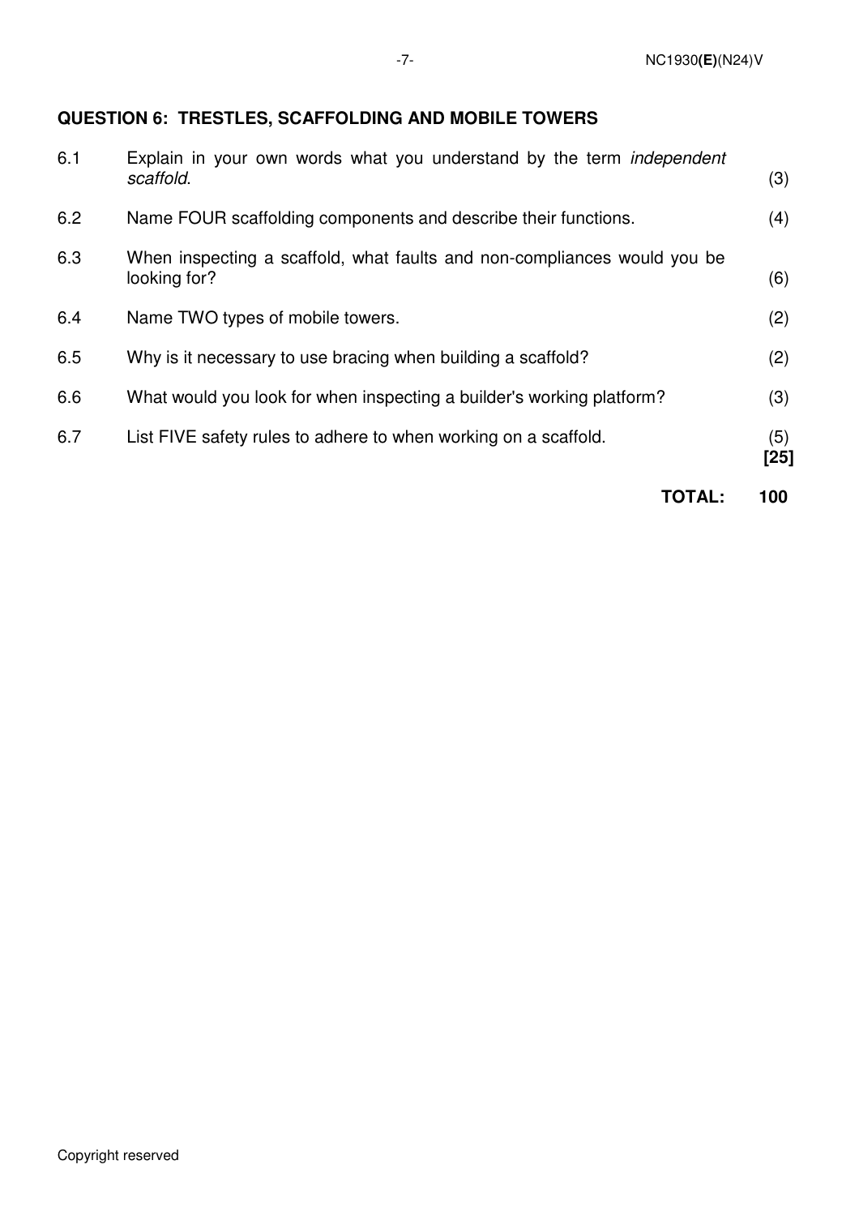## QUESTION 6: TRESTLES, SCAFFOLDING AND MOBILE TOWERS

| | | |
|---|---|---|
| 6.1 | Explain in your own words what you understand by the term *independent scaffold*. | (3) |
| 6.2 | Name FOUR scaffolding components and describe their functions. | (4) |
| 6.3 | When inspecting a scaffold, what faults and non-compliances would you be looking for? | (6) |
| 6.4 | Name TWO types of mobile towers. | (2) |
| 6.5 | Why is it necessary to use bracing when building a scaffold? | (2) |
| 6.6 | What would you look for when inspecting a builder's working platform? | (3) |
| 6.7 | List FIVE safety rules to adhere to when working on a scaffold. | (5) **[25]** |

**TOTAL: 100**

Copyright reserved